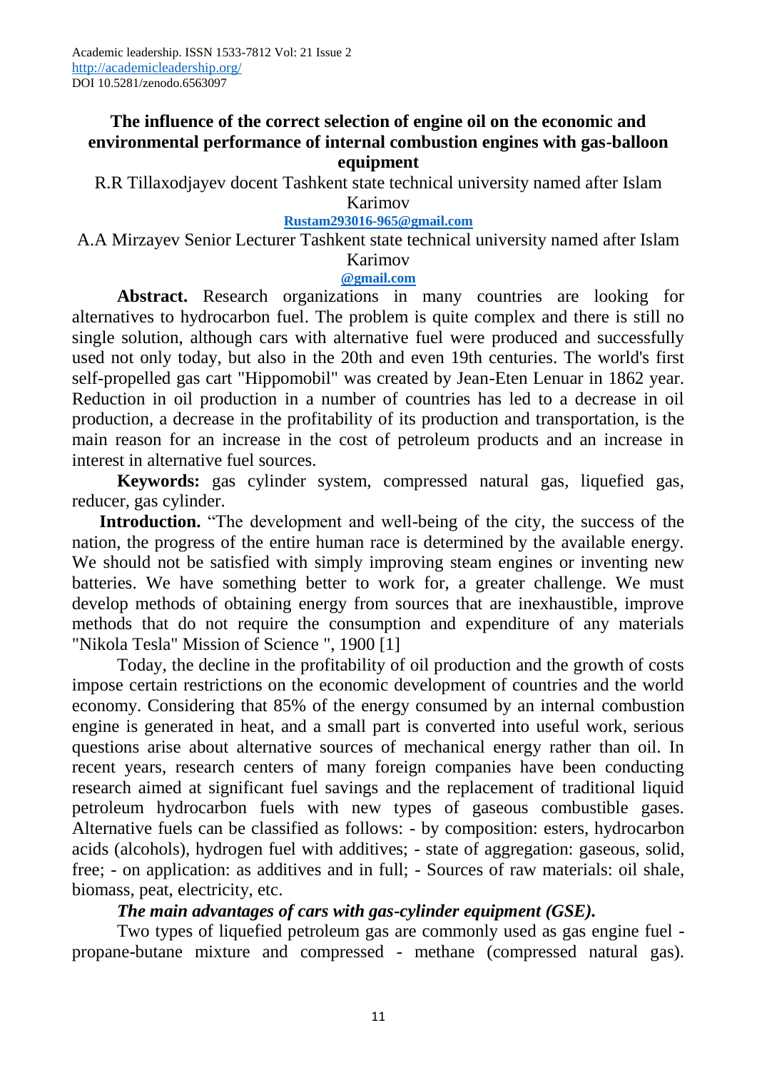# The influence of the correct selection of engine oil on the economic and environmental performance of internal combustion engines with gas-balloon equipment

R.R Tillaxodjayev docent Tashkent state technical university named after Islam Karimov

**Rustam293016-965@gmail.com**

A.A Mirzayev Senior Lecturer Tashkent state technical university named after Islam Karimov

**@gmail.com**

**Abstract.** Research organizations in many countries are looking for alternatives to hydrocarbon fuel. The problem is quite complex and there is still no single solution, although cars with alternative fuel were produced and successfully used not only today, but also in the 20th and even 19th centuries. The world's first self-propelled gas cart "Hippomobil" was created by Jean-Eten Lenuar in 1862 year. Reduction in oil production in a number of countries has led to a decrease in oil production, a decrease in the profitability of its production and transportation, is the main reason for an increase in the cost of petroleum products and an increase in interest in alternative fuel sources.

**Keywords:** gas cylinder system, compressed natural gas, liquefied gas, reducer, gas cylinder.

**Introduction.** "The development and well-being of the city, the success of the nation, the progress of the entire human race is determined by the available energy. We should not be satisfied with simply improving steam engines or inventing new batteries. We have something better to work for, a greater challenge. We must develop methods of obtaining energy from sources that are inexhaustible, improve methods that do not require the consumption and expenditure of any materials "Nikola Tesla" Mission of Science ", 1900 [1]

Today, the decline in the profitability of oil production and the growth of costs impose certain restrictions on the economic development of countries and the world economy. Considering that 85% of the energy consumed by an internal combustion engine is generated in heat, and a small part is converted into useful work, serious questions arise about alternative sources of mechanical energy rather than oil. In recent years, research centers of many foreign companies have been conducting research aimed at significant fuel savings and the replacement of traditional liquid petroleum hydrocarbon fuels with new types of gaseous combustible gases. Alternative fuels can be classified as follows: - by composition: esters, hydrocarbon acids (alcohols), hydrogen fuel with additives; - state of aggregation: gaseous, solid, free; - on application: as additives and in full; - Sources of raw materials: oil shale, biomass, peat, electricity, etc.

***The main advantages of cars with gas-cylinder equipment (GSE).***

Two types of liquefied petroleum gas are commonly used as gas engine fuel - propane-butane mixture and compressed - methane (compressed natural gas).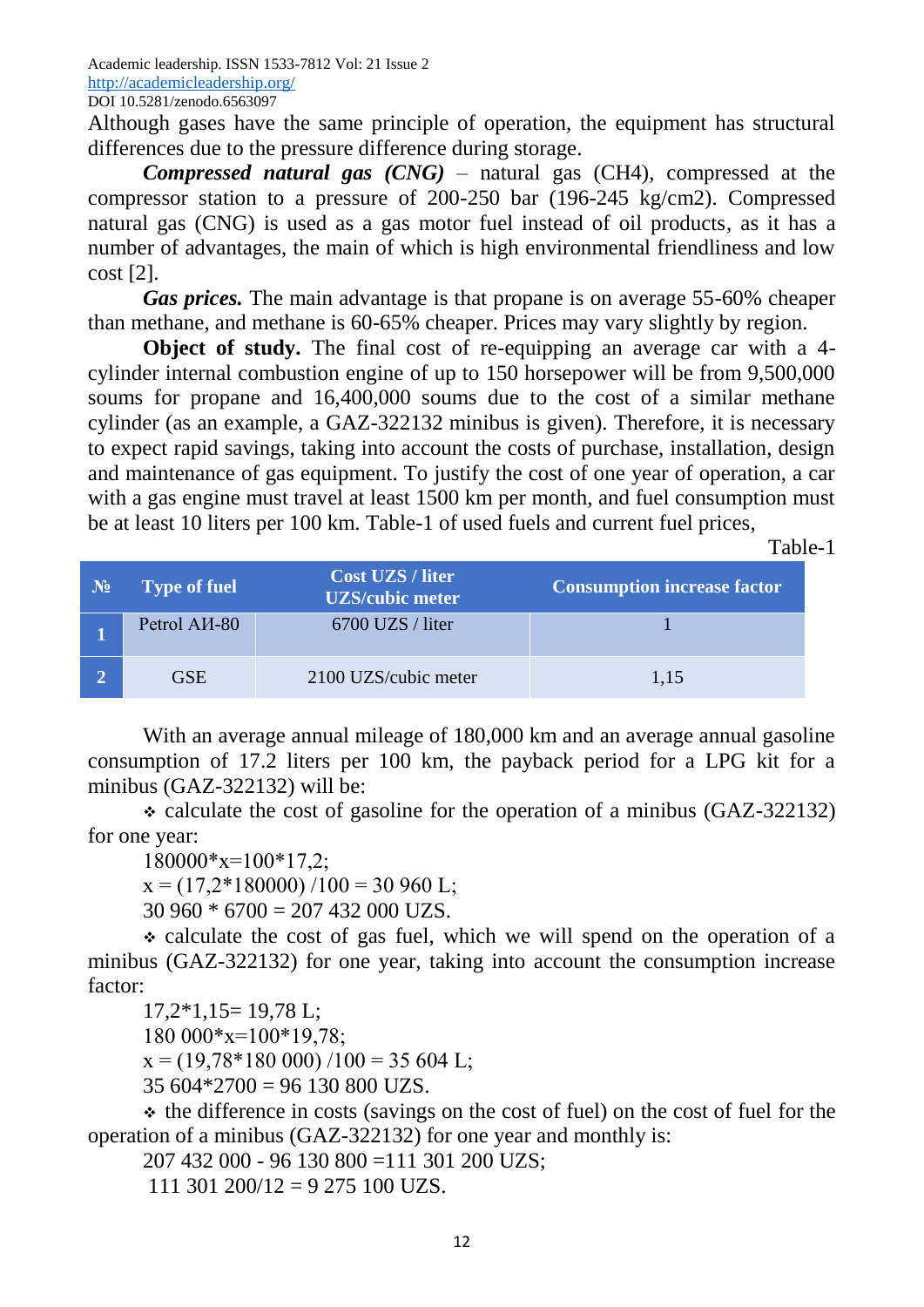Although gases have the same principle of operation, the equipment has structural differences due to the pressure difference during storage.

***Compressed natural gas (CNG)*** – natural gas ($CH_4$), compressed at the compressor station to a pressure of 200-250 bar (196-245 kg/cm2). Compressed natural gas (CNG) is used as a gas motor fuel instead of oil products, as it has a number of advantages, the main of which is high environmental friendliness and low cost [2].

***Gas prices.*** The main advantage is that propane is on average 55-60% cheaper than methane, and methane is 60-65% cheaper. Prices may vary slightly by region.

**Object of study.** The final cost of re-equipping an average car with a 4-cylinder internal combustion engine of up to 150 horsepower will be from 9,500,000 soums for propane and 16,400,000 soums due to the cost of a similar methane cylinder (as an example, a GAZ-322132 minibus is given). Therefore, it is necessary to expect rapid savings, taking into account the costs of purchase, installation, design and maintenance of gas equipment. To justify the cost of one year of operation, a car with a gas engine must travel at least 1500 km per month, and fuel consumption must be at least 10 liters per 100 km. Table-1 of used fuels and current fuel prices,

Table-1

| № | Type of fuel | Cost UZS / liter UZS/cubic meter | Consumption increase factor |
|---|---|---|---|
| 1 | Petrol АИ-80 | 6700 UZS / liter | 1 |
| 2 | GSE | 2100 UZS/cubic meter | 1,15 |

With an average annual mileage of 180,000 km and an average annual gasoline consumption of 17.2 liters per 100 km, the payback period for a LPG kit for a minibus (GAZ-322132) will be:

- calculate the cost of gasoline for the operation of a minibus (GAZ-322132) for one year:

180000*x=100*17,2;

x = (17,2*180000) /100 = 30 960 L;

30 960 * 6700 = 207 432 000 UZS.

- calculate the cost of gas fuel, which we will spend on the operation of a minibus (GAZ-322132) for one year, taking into account the consumption increase factor:

17,2*1,15= 19,78 L;

180 000*x=100*19,78;

x = (19,78*180 000) /100 = 35 604 L;

35 604*2700 = 96 130 800 UZS.

- the difference in costs (savings on the cost of fuel) on the cost of fuel for the operation of a minibus (GAZ-322132) for one year and monthly is:

207 432 000 - 96 130 800 =111 301 200 UZS;

111 301 200/12 = 9 275 100 UZS.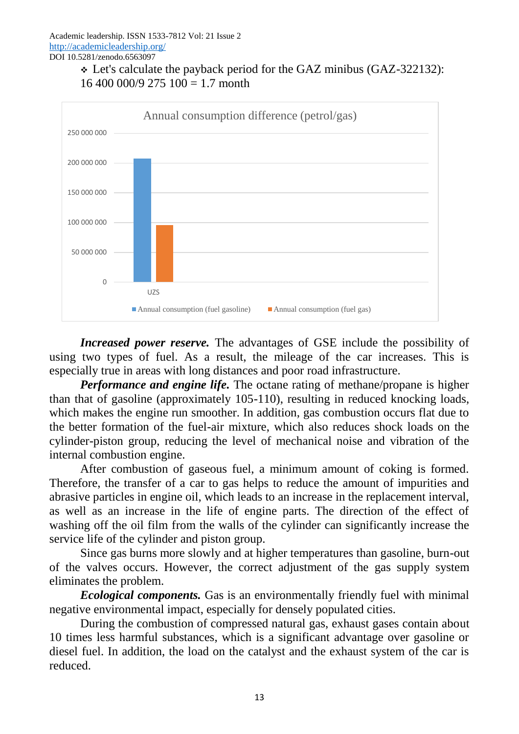- Let's calculate the payback period for the GAZ minibus (GAZ-322132): 16 400 000/9 275 100 = 1.7 month

Annual consumption difference (petrol/gas)

| | Annual consumption (fuel gasoline) | Annual consumption (fuel gas) |
|---|---|---|
| UZS | ~207 000 000 | ~95 000 000 |

***Increased power reserve.*** The advantages of GSE include the possibility of using two types of fuel. As a result, the mileage of the car increases. This is especially true in areas with long distances and poor road infrastructure.

***Performance and engine life.*** The octane rating of methane/propane is higher than that of gasoline (approximately 105-110), resulting in reduced knocking loads, which makes the engine run smoother. In addition, gas combustion occurs flat due to the better formation of the fuel-air mixture, which also reduces shock loads on the cylinder-piston group, reducing the level of mechanical noise and vibration of the internal combustion engine.

After combustion of gaseous fuel, a minimum amount of coking is formed. Therefore, the transfer of a car to gas helps to reduce the amount of impurities and abrasive particles in engine oil, which leads to an increase in the replacement interval, as well as an increase in the life of engine parts. The direction of the effect of washing off the oil film from the walls of the cylinder can significantly increase the service life of the cylinder and piston group.

Since gas burns more slowly and at higher temperatures than gasoline, burn-out of the valves occurs. However, the correct adjustment of the gas supply system eliminates the problem.

***Ecological components.*** Gas is an environmentally friendly fuel with minimal negative environmental impact, especially for densely populated cities.

During the combustion of compressed natural gas, exhaust gases contain about 10 times less harmful substances, which is a significant advantage over gasoline or diesel fuel. In addition, the load on the catalyst and the exhaust system of the car is reduced.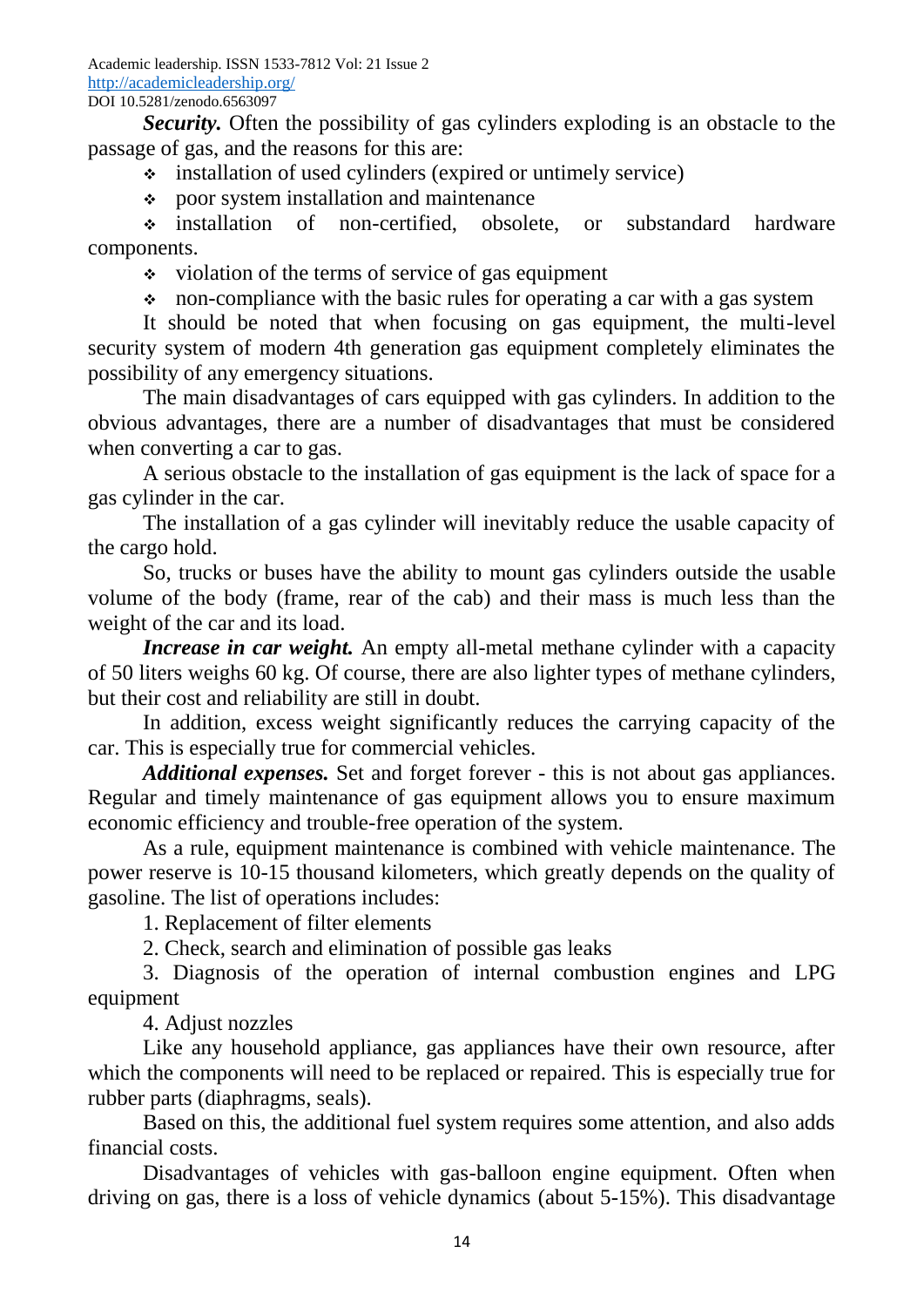***Security.*** Often the possibility of gas cylinders exploding is an obstacle to the passage of gas, and the reasons for this are:

- installation of used cylinders (expired or untimely service)
- poor system installation and maintenance
- installation of non-certified, obsolete, or substandard hardware components.
- violation of the terms of service of gas equipment
- non-compliance with the basic rules for operating a car with a gas system

It should be noted that when focusing on gas equipment, the multi-level security system of modern 4th generation gas equipment completely eliminates the possibility of any emergency situations.

The main disadvantages of cars equipped with gas cylinders. In addition to the obvious advantages, there are a number of disadvantages that must be considered when converting a car to gas.

A serious obstacle to the installation of gas equipment is the lack of space for a gas cylinder in the car.

The installation of a gas cylinder will inevitably reduce the usable capacity of the cargo hold.

So, trucks or buses have the ability to mount gas cylinders outside the usable volume of the body (frame, rear of the cab) and their mass is much less than the weight of the car and its load.

***Increase in car weight.*** An empty all-metal methane cylinder with a capacity of 50 liters weighs 60 kg. Of course, there are also lighter types of methane cylinders, but their cost and reliability are still in doubt.

In addition, excess weight significantly reduces the carrying capacity of the car. This is especially true for commercial vehicles.

***Additional expenses.*** Set and forget forever - this is not about gas appliances. Regular and timely maintenance of gas equipment allows you to ensure maximum economic efficiency and trouble-free operation of the system.

As a rule, equipment maintenance is combined with vehicle maintenance. The power reserve is 10-15 thousand kilometers, which greatly depends on the quality of gasoline. The list of operations includes:

1. Replacement of filter elements
2. Check, search and elimination of possible gas leaks
3. Diagnosis of the operation of internal combustion engines and LPG equipment
4. Adjust nozzles

Like any household appliance, gas appliances have their own resource, after which the components will need to be replaced or repaired. This is especially true for rubber parts (diaphragms, seals).

Based on this, the additional fuel system requires some attention, and also adds financial costs.

Disadvantages of vehicles with gas-balloon engine equipment. Often when driving on gas, there is a loss of vehicle dynamics (about 5-15%). This disadvantage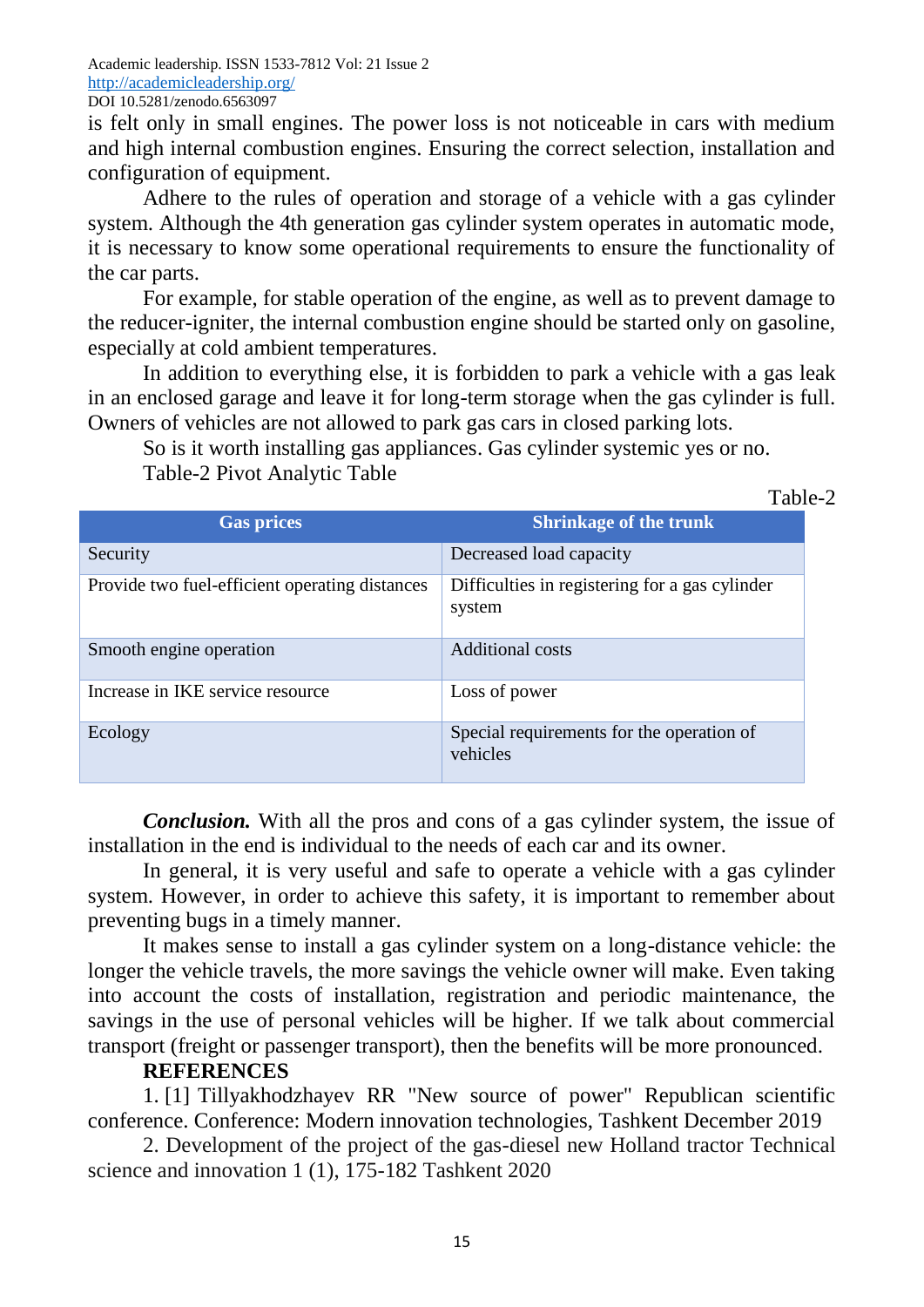is felt only in small engines. The power loss is not noticeable in cars with medium and high internal combustion engines. Ensuring the correct selection, installation and configuration of equipment.

Adhere to the rules of operation and storage of a vehicle with a gas cylinder system. Although the 4th generation gas cylinder system operates in automatic mode, it is necessary to know some operational requirements to ensure the functionality of the car parts.

For example, for stable operation of the engine, as well as to prevent damage to the reducer-igniter, the internal combustion engine should be started only on gasoline, especially at cold ambient temperatures.

In addition to everything else, it is forbidden to park a vehicle with a gas leak in an enclosed garage and leave it for long-term storage when the gas cylinder is full. Owners of vehicles are not allowed to park gas cars in closed parking lots.

So is it worth installing gas appliances. Gas cylinder systemic yes or no.

Table-2 Pivot Analytic Table

Table-2

| Gas prices | Shrinkage of the trunk |
|---|---|
| Security | Decreased load capacity |
| Provide two fuel-efficient operating distances | Difficulties in registering for a gas cylinder system |
| Smooth engine operation | Additional costs |
| Increase in IKE service resource | Loss of power |
| Ecology | Special requirements for the operation of vehicles |

***Conclusion.*** With all the pros and cons of a gas cylinder system, the issue of installation in the end is individual to the needs of each car and its owner.

In general, it is very useful and safe to operate a vehicle with a gas cylinder system. However, in order to achieve this safety, it is important to remember about preventing bugs in a timely manner.

It makes sense to install a gas cylinder system on a long-distance vehicle: the longer the vehicle travels, the more savings the vehicle owner will make. Even taking into account the costs of installation, registration and periodic maintenance, the savings in the use of personal vehicles will be higher. If we talk about commercial transport (freight or passenger transport), then the benefits will be more pronounced.

**REFERENCES**

1. [1] Tillyakhodzhayev RR "New source of power" Republican scientific conference. Conference: Modern innovation technologies, Tashkent December 2019
2. Development of the project of the gas-diesel new Holland tractor Technical science and innovation 1 (1), 175-182 Tashkent 2020